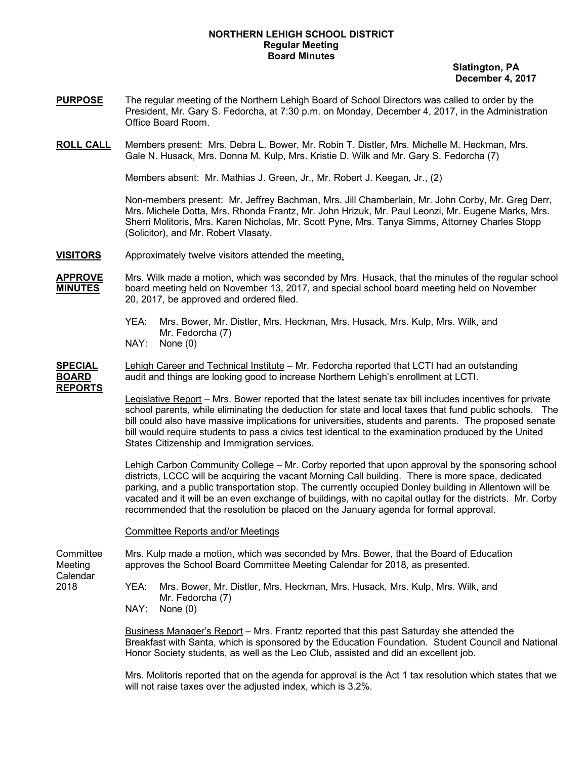**NORTHERN LEHIGH SCHOOL DISTRICT**
**Regular Meeting**
**Board Minutes**

**Slatington, PA**
**December 4, 2017**

**PURPOSE** The regular meeting of the Northern Lehigh Board of School Directors was called to order by the President, Mr. Gary S. Fedorcha, at 7:30 p.m. on Monday, December 4, 2017, in the Administration Office Board Room.

**ROLL CALL** Members present: Mrs. Debra L. Bower, Mr. Robin T. Distler, Mrs. Michelle M. Heckman, Mrs. Gale N. Husack, Mrs. Donna M. Kulp, Mrs. Kristie D. Wilk and Mr. Gary S. Fedorcha (7)

Members absent: Mr. Mathias J. Green, Jr., Mr. Robert J. Keegan, Jr., (2)

Non-members present: Mr. Jeffrey Bachman, Mrs. Jill Chamberlain, Mr. John Corby, Mr. Greg Derr, Mrs. Michele Dotta, Mrs. Rhonda Frantz, Mr. John Hrizuk, Mr. Paul Leonzi, Mr. Eugene Marks, Mrs. Sherri Molitoris, Mrs. Karen Nicholas, Mr. Scott Pyne, Mrs. Tanya Simms, Attorney Charles Stopp (Solicitor), and Mr. Robert Vlasaty.

**VISITORS** Approximately twelve visitors attended the meeting.

**APPROVE MINUTES** Mrs. Wilk made a motion, which was seconded by Mrs. Husack, that the minutes of the regular school board meeting held on November 13, 2017, and special school board meeting held on November 20, 2017, be approved and ordered filed.

YEA: Mrs. Bower, Mr. Distler, Mrs. Heckman, Mrs. Husack, Mrs. Kulp, Mrs. Wilk, and Mr. Fedorcha (7)
NAY: None (0)

**SPECIAL BOARD REPORTS** Lehigh Career and Technical Institute – Mr. Fedorcha reported that LCTI had an outstanding audit and things are looking good to increase Northern Lehigh's enrollment at LCTI.

Legislative Report – Mrs. Bower reported that the latest senate tax bill includes incentives for private school parents, while eliminating the deduction for state and local taxes that fund public schools. The bill could also have massive implications for universities, students and parents. The proposed senate bill would require students to pass a civics test identical to the examination produced by the United States Citizenship and Immigration services.

Lehigh Carbon Community College – Mr. Corby reported that upon approval by the sponsoring school districts, LCCC will be acquiring the vacant Morning Call building. There is more space, dedicated parking, and a public transportation stop. The currently occupied Donley building in Allentown will be vacated and it will be an even exchange of buildings, with no capital outlay for the districts. Mr. Corby recommended that the resolution be placed on the January agenda for formal approval.

Committee Reports and/or Meetings

Committee Meeting Calendar 2018 Mrs. Kulp made a motion, which was seconded by Mrs. Bower, that the Board of Education approves the School Board Committee Meeting Calendar for 2018, as presented.

YEA: Mrs. Bower, Mr. Distler, Mrs. Heckman, Mrs. Husack, Mrs. Kulp, Mrs. Wilk, and Mr. Fedorcha (7)
NAY: None (0)

Business Manager's Report – Mrs. Frantz reported that this past Saturday she attended the Breakfast with Santa, which is sponsored by the Education Foundation. Student Council and National Honor Society students, as well as the Leo Club, assisted and did an excellent job.

Mrs. Molitoris reported that on the agenda for approval is the Act 1 tax resolution which states that we will not raise taxes over the adjusted index, which is 3.2%.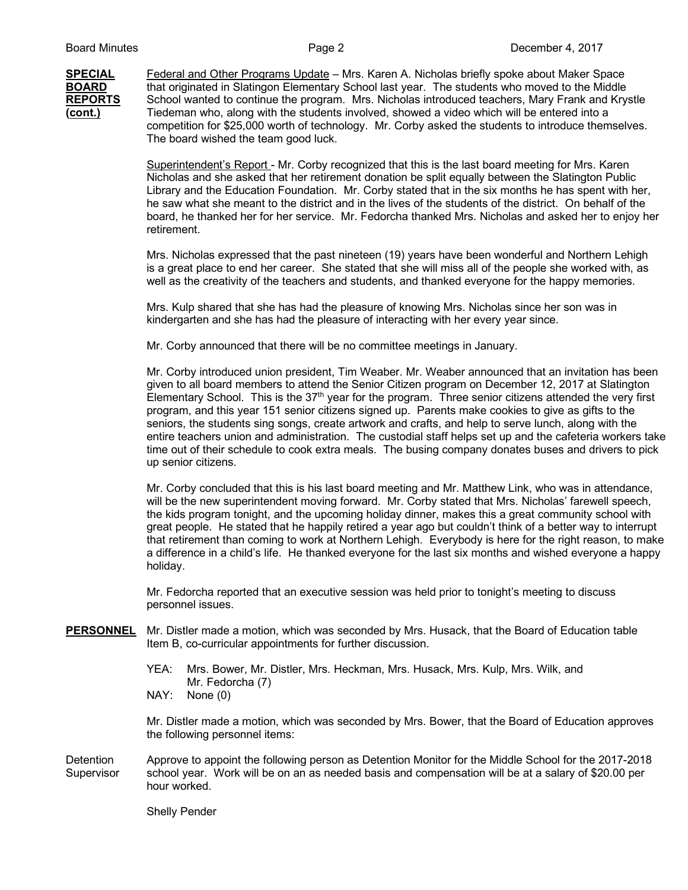**SPECIAL BOARD REPORTS (cont.)**

Federal and Other Programs Update – Mrs. Karen A. Nicholas briefly spoke about Maker Space that originated in Slatingon Elementary School last year. The students who moved to the Middle School wanted to continue the program. Mrs. Nicholas introduced teachers, Mary Frank and Krystle Tiedeman who, along with the students involved, showed a video which will be entered into a competition for $25,000 worth of technology. Mr. Corby asked the students to introduce themselves. The board wished the team good luck.

Superintendent's Report - Mr. Corby recognized that this is the last board meeting for Mrs. Karen Nicholas and she asked that her retirement donation be split equally between the Slatington Public Library and the Education Foundation. Mr. Corby stated that in the six months he has spent with her, he saw what she meant to the district and in the lives of the students of the district. On behalf of the board, he thanked her for her service. Mr. Fedorcha thanked Mrs. Nicholas and asked her to enjoy her retirement.

Mrs. Nicholas expressed that the past nineteen (19) years have been wonderful and Northern Lehigh is a great place to end her career. She stated that she will miss all of the people she worked with, as well as the creativity of the teachers and students, and thanked everyone for the happy memories.

Mrs. Kulp shared that she has had the pleasure of knowing Mrs. Nicholas since her son was in kindergarten and she has had the pleasure of interacting with her every year since.

Mr. Corby announced that there will be no committee meetings in January.

Mr. Corby introduced union president, Tim Weaber. Mr. Weaber announced that an invitation has been given to all board members to attend the Senior Citizen program on December 12, 2017 at Slatington Elementary School. This is the 37th year for the program. Three senior citizens attended the very first program, and this year 151 senior citizens signed up. Parents make cookies to give as gifts to the seniors, the students sing songs, create artwork and crafts, and help to serve lunch, along with the entire teachers union and administration. The custodial staff helps set up and the cafeteria workers take time out of their schedule to cook extra meals. The busing company donates buses and drivers to pick up senior citizens.

Mr. Corby concluded that this is his last board meeting and Mr. Matthew Link, who was in attendance, will be the new superintendent moving forward. Mr. Corby stated that Mrs. Nicholas' farewell speech, the kids program tonight, and the upcoming holiday dinner, makes this a great community school with great people. He stated that he happily retired a year ago but couldn't think of a better way to interrupt that retirement than coming to work at Northern Lehigh. Everybody is here for the right reason, to make a difference in a child's life. He thanked everyone for the last six months and wished everyone a happy holiday.

Mr. Fedorcha reported that an executive session was held prior to tonight's meeting to discuss personnel issues.

**PERSONNEL**

Mr. Distler made a motion, which was seconded by Mrs. Husack, that the Board of Education table Item B, co-curricular appointments for further discussion.

YEA: Mrs. Bower, Mr. Distler, Mrs. Heckman, Mrs. Husack, Mrs. Kulp, Mrs. Wilk, and Mr. Fedorcha (7)
NAY: None (0)

Mr. Distler made a motion, which was seconded by Mrs. Bower, that the Board of Education approves the following personnel items:

Detention Supervisor

Approve to appoint the following person as Detention Monitor for the Middle School for the 2017-2018 school year. Work will be on an as needed basis and compensation will be at a salary of $20.00 per hour worked.

Shelly Pender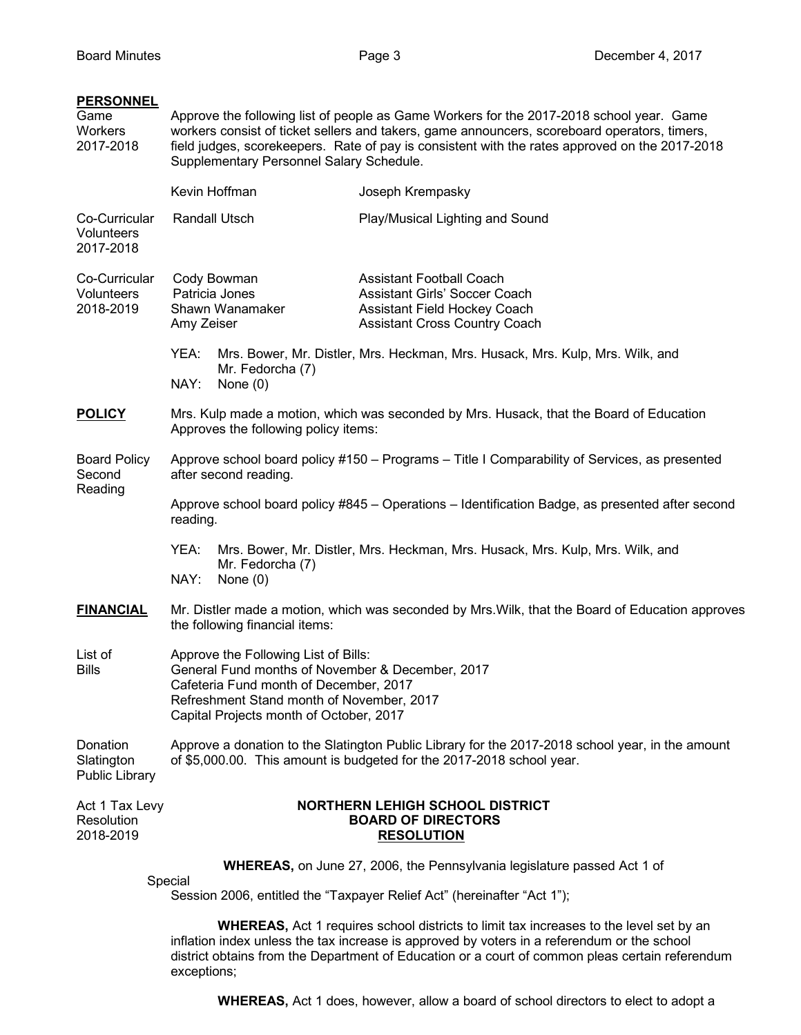**PERSONNEL**

Game Workers 2017-2018

Approve the following list of people as Game Workers for the 2017-2018 school year. Game workers consist of ticket sellers and takers, game announcers, scoreboard operators, timers, field judges, scorekeepers. Rate of pay is consistent with the rates approved on the 2017-2018 Supplementary Personnel Salary Schedule.

Kevin Hoffman    Joseph Krempasky

Co-Curricular Volunteers 2017-2018

| | |
|---|---|
| Randall Utsch | Play/Musical Lighting and Sound |

Co-Curricular Volunteers 2018-2019

| | |
|---|---|
| Cody Bowman | Assistant Football Coach |
| Patricia Jones | Assistant Girls' Soccer Coach |
| Shawn Wanamaker | Assistant Field Hockey Coach |
| Amy Zeiser | Assistant Cross Country Coach |

YEA: Mrs. Bower, Mr. Distler, Mrs. Heckman, Mrs. Husack, Mrs. Kulp, Mrs. Wilk, and Mr. Fedorcha (7)
NAY: None (0)

**POLICY**

Mrs. Kulp made a motion, which was seconded by Mrs. Husack, that the Board of Education Approves the following policy items:

Board Policy Second Reading

Approve school board policy #150 – Programs – Title I Comparability of Services, as presented after second reading.

Approve school board policy #845 – Operations – Identification Badge, as presented after second reading.

YEA: Mrs. Bower, Mr. Distler, Mrs. Heckman, Mrs. Husack, Mrs. Kulp, Mrs. Wilk, and Mr. Fedorcha (7)
NAY: None (0)

**FINANCIAL**

Mr. Distler made a motion, which was seconded by Mrs.Wilk, that the Board of Education approves the following financial items:

List of Bills

Approve the Following List of Bills:
General Fund months of November & December, 2017
Cafeteria Fund month of December, 2017
Refreshment Stand month of November, 2017
Capital Projects month of October, 2017

Donation Slatington Public Library

Approve a donation to the Slatington Public Library for the 2017-2018 school year, in the amount of $5,000.00. This amount is budgeted for the 2017-2018 school year.

Act 1 Tax Levy Resolution 2018-2019

**NORTHERN LEHIGH SCHOOL DISTRICT**
**BOARD OF DIRECTORS**
**RESOLUTION**

**WHEREAS,** on June 27, 2006, the Pennsylvania legislature passed Act 1 of Special Session 2006, entitled the "Taxpayer Relief Act" (hereinafter "Act 1");

**WHEREAS,** Act 1 requires school districts to limit tax increases to the level set by an inflation index unless the tax increase is approved by voters in a referendum or the school district obtains from the Department of Education or a court of common pleas certain referendum exceptions;

**WHEREAS,** Act 1 does, however, allow a board of school directors to elect to adopt a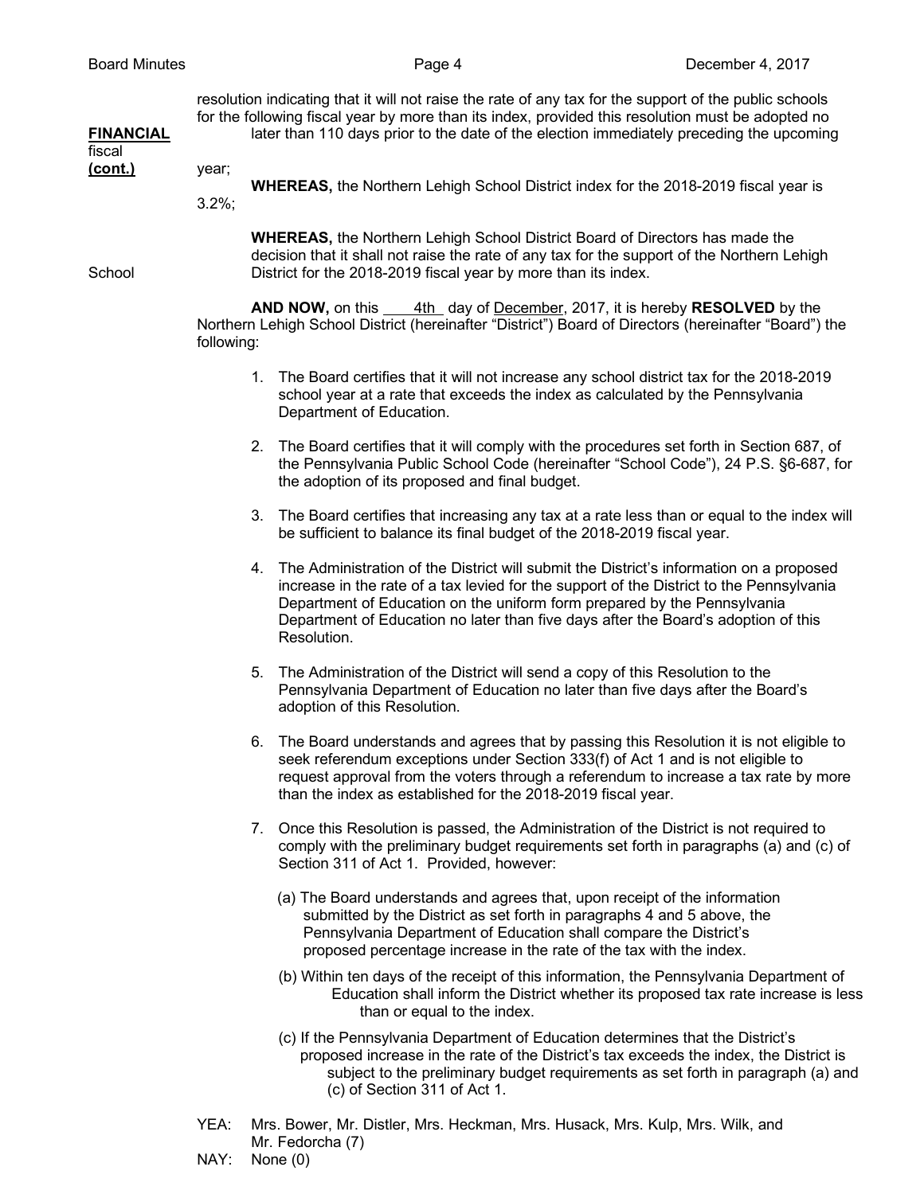**FINANCIAL**
**(cont.)**

resolution indicating that it will not raise the rate of any tax for the support of the public schools for the following fiscal year by more than its index, provided this resolution must be adopted no later than 110 days prior to the date of the election immediately preceding the upcoming fiscal year;

**WHEREAS,** the Northern Lehigh School District index for the 2018-2019 fiscal year is 3.2%;

**WHEREAS,** the Northern Lehigh School District Board of Directors has made the decision that it shall not raise the rate of any tax for the support of the Northern Lehigh School District for the 2018-2019 fiscal year by more than its index.

**AND NOW,** on this 4th day of December, 2017, it is hereby **RESOLVED** by the Northern Lehigh School District (hereinafter "District") Board of Directors (hereinafter "Board") the following:

1. The Board certifies that it will not increase any school district tax for the 2018-2019 school year at a rate that exceeds the index as calculated by the Pennsylvania Department of Education.

2. The Board certifies that it will comply with the procedures set forth in Section 687, of the Pennsylvania Public School Code (hereinafter "School Code"), 24 P.S. §6-687, for the adoption of its proposed and final budget.

3. The Board certifies that increasing any tax at a rate less than or equal to the index will be sufficient to balance its final budget of the 2018-2019 fiscal year.

4. The Administration of the District will submit the District's information on a proposed increase in the rate of a tax levied for the support of the District to the Pennsylvania Department of Education on the uniform form prepared by the Pennsylvania Department of Education no later than five days after the Board's adoption of this Resolution.

5. The Administration of the District will send a copy of this Resolution to the Pennsylvania Department of Education no later than five days after the Board's adoption of this Resolution.

6. The Board understands and agrees that by passing this Resolution it is not eligible to seek referendum exceptions under Section 333(f) of Act 1 and is not eligible to request approval from the voters through a referendum to increase a tax rate by more than the index as established for the 2018-2019 fiscal year.

7. Once this Resolution is passed, the Administration of the District is not required to comply with the preliminary budget requirements set forth in paragraphs (a) and (c) of Section 311 of Act 1. Provided, however:

   (a) The Board understands and agrees that, upon receipt of the information submitted by the District as set forth in paragraphs 4 and 5 above, the Pennsylvania Department of Education shall compare the District's proposed percentage increase in the rate of the tax with the index.

   (b) Within ten days of the receipt of this information, the Pennsylvania Department of Education shall inform the District whether its proposed tax rate increase is less than or equal to the index.

   (c) If the Pennsylvania Department of Education determines that the District's proposed increase in the rate of the District's tax exceeds the index, the District is subject to the preliminary budget requirements as set forth in paragraph (a) and (c) of Section 311 of Act 1.

YEA: Mrs. Bower, Mr. Distler, Mrs. Heckman, Mrs. Husack, Mrs. Kulp, Mrs. Wilk, and Mr. Fedorcha (7)

NAY: None (0)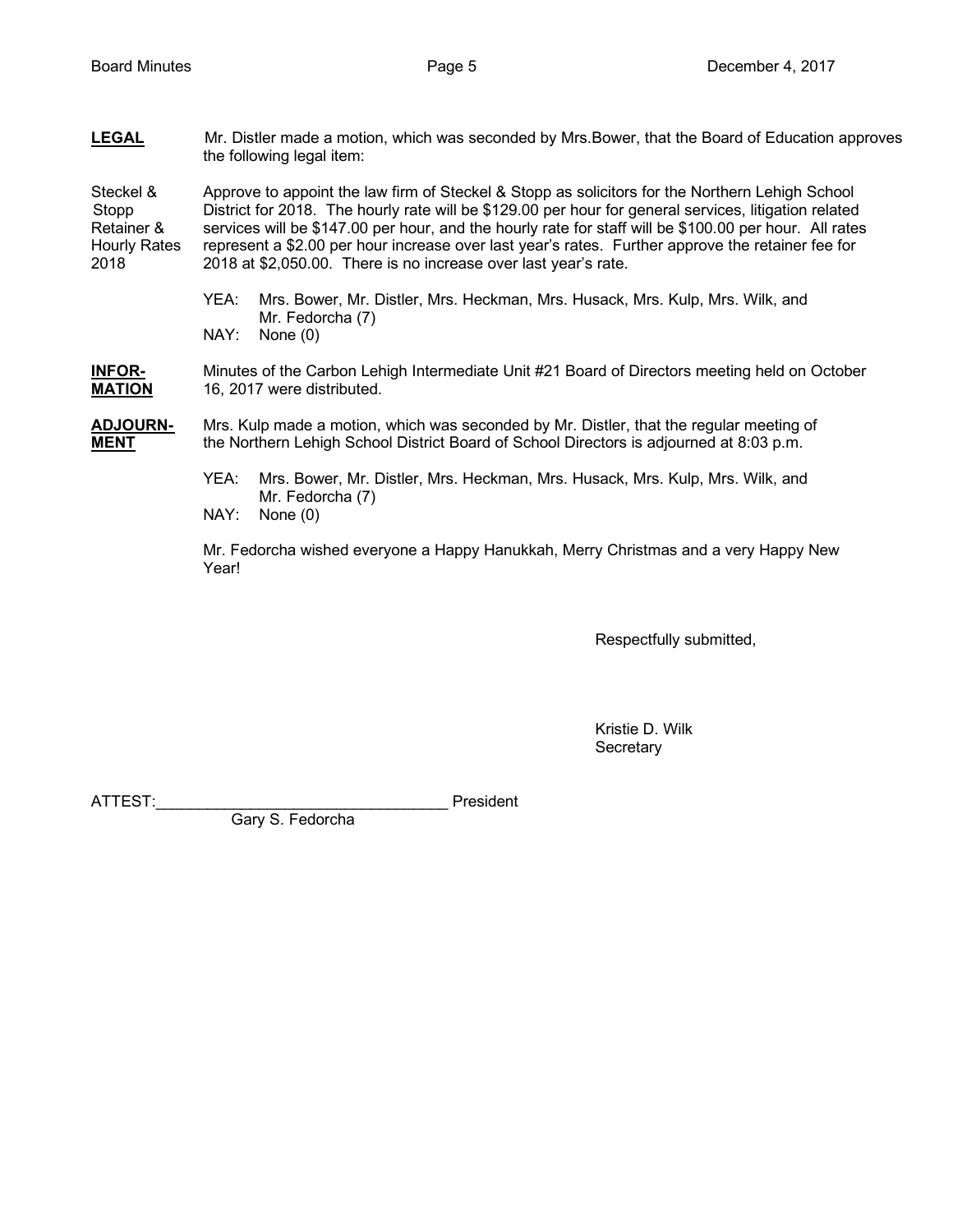**LEGAL** Mr. Distler made a motion, which was seconded by Mrs.Bower, that the Board of Education approves the following legal item:

Steckel & Stopp Retainer & Hourly Rates 2018

Approve to appoint the law firm of Steckel & Stopp as solicitors for the Northern Lehigh School District for 2018. The hourly rate will be $129.00 per hour for general services, litigation related services will be $147.00 per hour, and the hourly rate for staff will be $100.00 per hour. All rates represent a $2.00 per hour increase over last year's rates. Further approve the retainer fee for 2018 at $2,050.00. There is no increase over last year's rate.

YEA: Mrs. Bower, Mr. Distler, Mrs. Heckman, Mrs. Husack, Mrs. Kulp, Mrs. Wilk, and Mr. Fedorcha (7)
NAY: None (0)

**INFORMATION** Minutes of the Carbon Lehigh Intermediate Unit #21 Board of Directors meeting held on October 16, 2017 were distributed.

**ADJOURNMENT** Mrs. Kulp made a motion, which was seconded by Mr. Distler, that the regular meeting of the Northern Lehigh School District Board of School Directors is adjourned at 8:03 p.m.

YEA: Mrs. Bower, Mr. Distler, Mrs. Heckman, Mrs. Husack, Mrs. Kulp, Mrs. Wilk, and Mr. Fedorcha (7)
NAY: None (0)

Mr. Fedorcha wished everyone a Happy Hanukkah, Merry Christmas and a very Happy New Year!

Respectfully submitted,

Kristie D. Wilk
Secretary

ATTEST:_________________________________ President
Gary S. Fedorcha